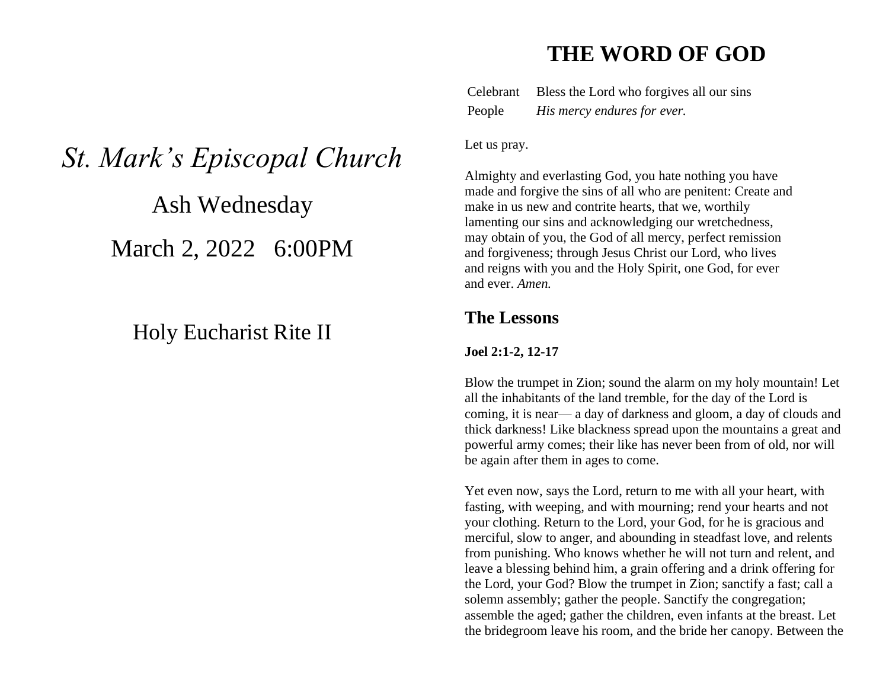# *St. Mark's Episcopal Church*

## Ash Wednesday

## March 2, 2022 6:00PM

## Holy Eucharist Rite II

# THE WORD OF GOD

| | |
|---|---|
| Celebrant | Bless the Lord who forgives all our sins |
| People | *His mercy endures for ever.* |

Let us pray.

Almighty and everlasting God, you hate nothing you have made and forgive the sins of all who are penitent: Create and make in us new and contrite hearts, that we, worthily lamenting our sins and acknowledging our wretchedness, may obtain of you, the God of all mercy, perfect remission and forgiveness; through Jesus Christ our Lord, who lives and reigns with you and the Holy Spirit, one God, for ever and ever. *Amen.*

## The Lessons

**Joel 2:1-2, 12-17**

Blow the trumpet in Zion; sound the alarm on my holy mountain! Let all the inhabitants of the land tremble, for the day of the Lord is coming, it is near— a day of darkness and gloom, a day of clouds and thick darkness! Like blackness spread upon the mountains a great and powerful army comes; their like has never been from of old, nor will be again after them in ages to come.

Yet even now, says the Lord, return to me with all your heart, with fasting, with weeping, and with mourning; rend your hearts and not your clothing. Return to the Lord, your God, for he is gracious and merciful, slow to anger, and abounding in steadfast love, and relents from punishing. Who knows whether he will not turn and relent, and leave a blessing behind him, a grain offering and a drink offering for the Lord, your God? Blow the trumpet in Zion; sanctify a fast; call a solemn assembly; gather the people. Sanctify the congregation; assemble the aged; gather the children, even infants at the breast. Let the bridegroom leave his room, and the bride her canopy. Between the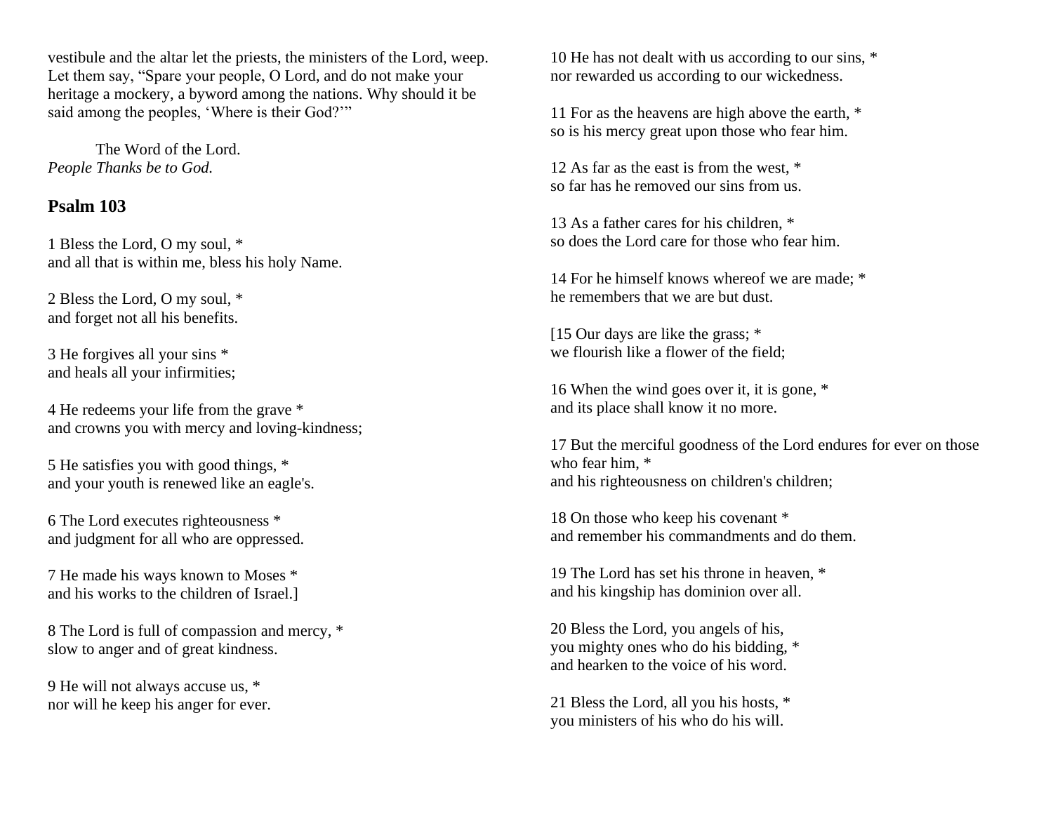vestibule and the altar let the priests, the ministers of the Lord, weep. Let them say, "Spare your people, O Lord, and do not make your heritage a mockery, a byword among the nations. Why should it be said among the peoples, 'Where is their God?'"

The Word of the Lord.
*People Thanks be to God.*

## Psalm 103

1 Bless the Lord, O my soul, *
and all that is within me, bless his holy Name.

2 Bless the Lord, O my soul, *
and forget not all his benefits.

3 He forgives all your sins *
and heals all your infirmities;

4 He redeems your life from the grave *
and crowns you with mercy and loving-kindness;

5 He satisfies you with good things, *
and your youth is renewed like an eagle's.

6 The Lord executes righteousness *
and judgment for all who are oppressed.

7 He made his ways known to Moses *
and his works to the children of Israel.]

8 The Lord is full of compassion and mercy, *
slow to anger and of great kindness.

9 He will not always accuse us, *
nor will he keep his anger for ever.

10 He has not dealt with us according to our sins, *
nor rewarded us according to our wickedness.

11 For as the heavens are high above the earth, *
so is his mercy great upon those who fear him.

12 As far as the east is from the west, *
so far has he removed our sins from us.

13 As a father cares for his children, *
so does the Lord care for those who fear him.

14 For he himself knows whereof we are made; *
he remembers that we are but dust.

[15 Our days are like the grass; *
we flourish like a flower of the field;

16 When the wind goes over it, it is gone, *
and its place shall know it no more.

17 But the merciful goodness of the Lord endures for ever on those who fear him, *
and his righteousness on children's children;

18 On those who keep his covenant *
and remember his commandments and do them.

19 The Lord has set his throne in heaven, *
and his kingship has dominion over all.

20 Bless the Lord, you angels of his,
you mighty ones who do his bidding, *
and hearken to the voice of his word.

21 Bless the Lord, all you his hosts, *
you ministers of his who do his will.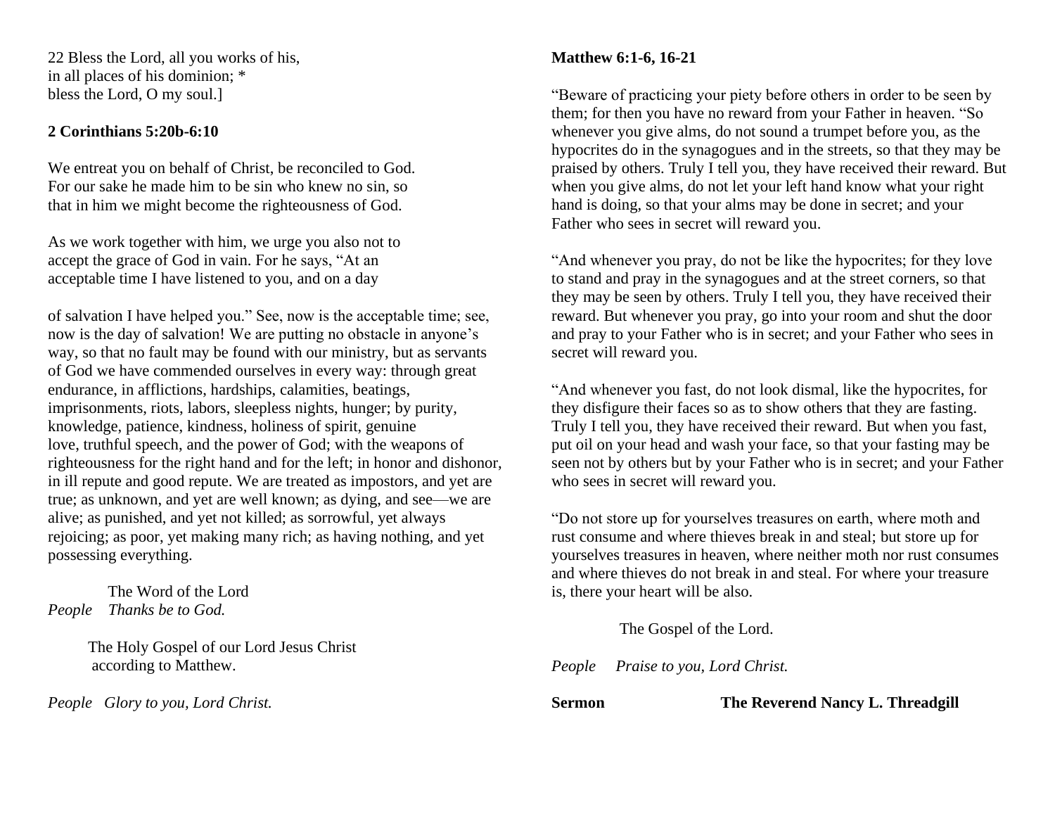22 Bless the Lord, all you works of his,
in all places of his dominion; *
bless the Lord, O my soul.]

**2 Corinthians 5:20b-6:10**

We entreat you on behalf of Christ, be reconciled to God. For our sake he made him to be sin who knew no sin, so that in him we might become the righteousness of God.

As we work together with him, we urge you also not to accept the grace of God in vain. For he says, "At an acceptable time I have listened to you, and on a day of salvation I have helped you." See, now is the acceptable time; see, now is the day of salvation! We are putting no obstacle in anyone's way, so that no fault may be found with our ministry, but as servants of God we have commended ourselves in every way: through great endurance, in afflictions, hardships, calamities, beatings, imprisonments, riots, labors, sleepless nights, hunger; by purity, knowledge, patience, kindness, holiness of spirit, genuine love, truthful speech, and the power of God; with the weapons of righteousness for the right hand and for the left; in honor and dishonor, in ill repute and good repute. We are treated as impostors, and yet are true; as unknown, and yet are well known; as dying, and see—we are alive; as punished, and yet not killed; as sorrowful, yet always rejoicing; as poor, yet making many rich; as having nothing, and yet possessing everything.

The Word of the Lord
*People* *Thanks be to God.*

The Holy Gospel of our Lord Jesus Christ according to Matthew.

*People* *Glory to you, Lord Christ.*

**Matthew 6:1-6, 16-21**

"Beware of practicing your piety before others in order to be seen by them; for then you have no reward from your Father in heaven. "So whenever you give alms, do not sound a trumpet before you, as the hypocrites do in the synagogues and in the streets, so that they may be praised by others. Truly I tell you, they have received their reward. But when you give alms, do not let your left hand know what your right hand is doing, so that your alms may be done in secret; and your Father who sees in secret will reward you.

"And whenever you pray, do not be like the hypocrites; for they love to stand and pray in the synagogues and at the street corners, so that they may be seen by others. Truly I tell you, they have received their reward. But whenever you pray, go into your room and shut the door and pray to your Father who is in secret; and your Father who sees in secret will reward you.

"And whenever you fast, do not look dismal, like the hypocrites, for they disfigure their faces so as to show others that they are fasting. Truly I tell you, they have received their reward. But when you fast, put oil on your head and wash your face, so that your fasting may be seen not by others but by your Father who is in secret; and your Father who sees in secret will reward you.

"Do not store up for yourselves treasures on earth, where moth and rust consume and where thieves break in and steal; but store up for yourselves treasures in heaven, where neither moth nor rust consumes and where thieves do not break in and steal. For where your treasure is, there your heart will be also.

The Gospel of the Lord.

*People* *Praise to you, Lord Christ.*

**Sermon** **The Reverend Nancy L. Threadgill**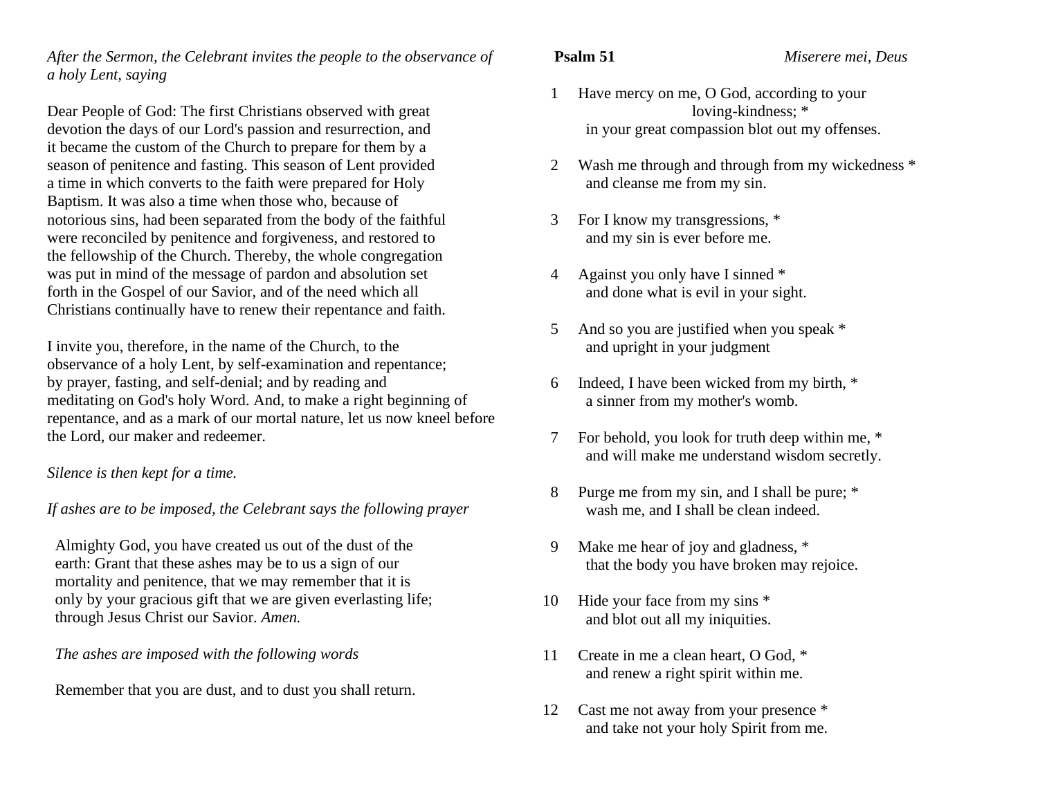*After the Sermon, the Celebrant invites the people to the observance of a holy Lent, saying*

Dear People of God: The first Christians observed with great devotion the days of our Lord's passion and resurrection, and it became the custom of the Church to prepare for them by a season of penitence and fasting. This season of Lent provided a time in which converts to the faith were prepared for Holy Baptism. It was also a time when those who, because of notorious sins, had been separated from the body of the faithful were reconciled by penitence and forgiveness, and restored to the fellowship of the Church. Thereby, the whole congregation was put in mind of the message of pardon and absolution set forth in the Gospel of our Savior, and of the need which all Christians continually have to renew their repentance and faith.

I invite you, therefore, in the name of the Church, to the observance of a holy Lent, by self-examination and repentance; by prayer, fasting, and self-denial; and by reading and meditating on God's holy Word. And, to make a right beginning of repentance, and as a mark of our mortal nature, let us now kneel before the Lord, our maker and redeemer.

*Silence is then kept for a time.*

*If ashes are to be imposed, the Celebrant says the following prayer*

Almighty God, you have created us out of the dust of the earth: Grant that these ashes may be to us a sign of our mortality and penitence, that we may remember that it is only by your gracious gift that we are given everlasting life; through Jesus Christ our Savior. *Amen.*

*The ashes are imposed with the following words*

Remember that you are dust, and to dust you shall return.

**Psalm 51** *Miserere mei, Deus*

1 Have mercy on me, O God, according to your loving-kindness; *
in your great compassion blot out my offenses.

2 Wash me through and through from my wickedness *
and cleanse me from my sin.

3 For I know my transgressions, *
and my sin is ever before me.

4 Against you only have I sinned *
and done what is evil in your sight.

5 And so you are justified when you speak *
and upright in your judgment

6 Indeed, I have been wicked from my birth, *
a sinner from my mother's womb.

7 For behold, you look for truth deep within me, *
and will make me understand wisdom secretly.

8 Purge me from my sin, and I shall be pure; *
wash me, and I shall be clean indeed.

9 Make me hear of joy and gladness, *
that the body you have broken may rejoice.

10 Hide your face from my sins *
and blot out all my iniquities.

11 Create in me a clean heart, O God, *
and renew a right spirit within me.

12 Cast me not away from your presence *
and take not your holy Spirit from me.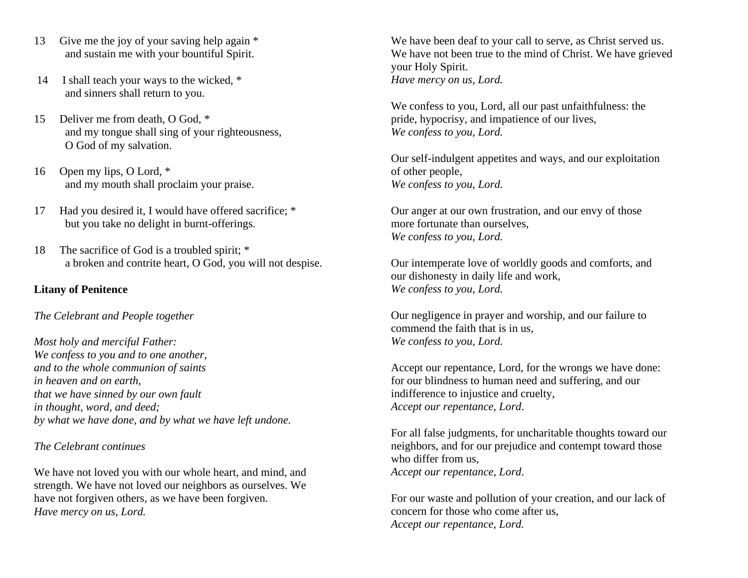13 Give me the joy of your saving help again *
  and sustain me with your bountiful Spirit.

14 I shall teach your ways to the wicked, *
  and sinners shall return to you.

15 Deliver me from death, O God, *
  and my tongue shall sing of your righteousness,
  O God of my salvation.

16 Open my lips, O Lord, *
  and my mouth shall proclaim your praise.

17 Had you desired it, I would have offered sacrifice; *
  but you take no delight in burnt-offerings.

18 The sacrifice of God is a troubled spirit; *
  a broken and contrite heart, O God, you will not despise.

**Litany of Penitence**

*The Celebrant and People together*

*Most holy and merciful Father:*
*We confess to you and to one another,*
*and to the whole communion of saints*
*in heaven and on earth,*
*that we have sinned by our own fault*
*in thought, word, and deed;*
*by what we have done, and by what we have left undone.*

*The Celebrant continues*

We have not loved you with our whole heart, and mind, and strength. We have not loved our neighbors as ourselves. We have not forgiven others, as we have been forgiven.
*Have mercy on us, Lord.*

We have been deaf to your call to serve, as Christ served us. We have not been true to the mind of Christ. We have grieved your Holy Spirit.
*Have mercy on us, Lord.*

We confess to you, Lord, all our past unfaithfulness: the pride, hypocrisy, and impatience of our lives,
*We confess to you, Lord.*

Our self-indulgent appetites and ways, and our exploitation of other people,
*We confess to you, Lord.*

Our anger at our own frustration, and our envy of those more fortunate than ourselves,
*We confess to you, Lord.*

Our intemperate love of worldly goods and comforts, and our dishonesty in daily life and work,
*We confess to you, Lord.*

Our negligence in prayer and worship, and our failure to commend the faith that is in us,
*We confess to you, Lord.*

Accept our repentance, Lord, for the wrongs we have done: for our blindness to human need and suffering, and our indifference to injustice and cruelty,
*Accept our repentance, Lord*.

For all false judgments, for uncharitable thoughts toward our neighbors, and for our prejudice and contempt toward those who differ from us,
*Accept our repentance, Lord*.

For our waste and pollution of your creation, and our lack of concern for those who come after us,
*Accept our repentance, Lord.*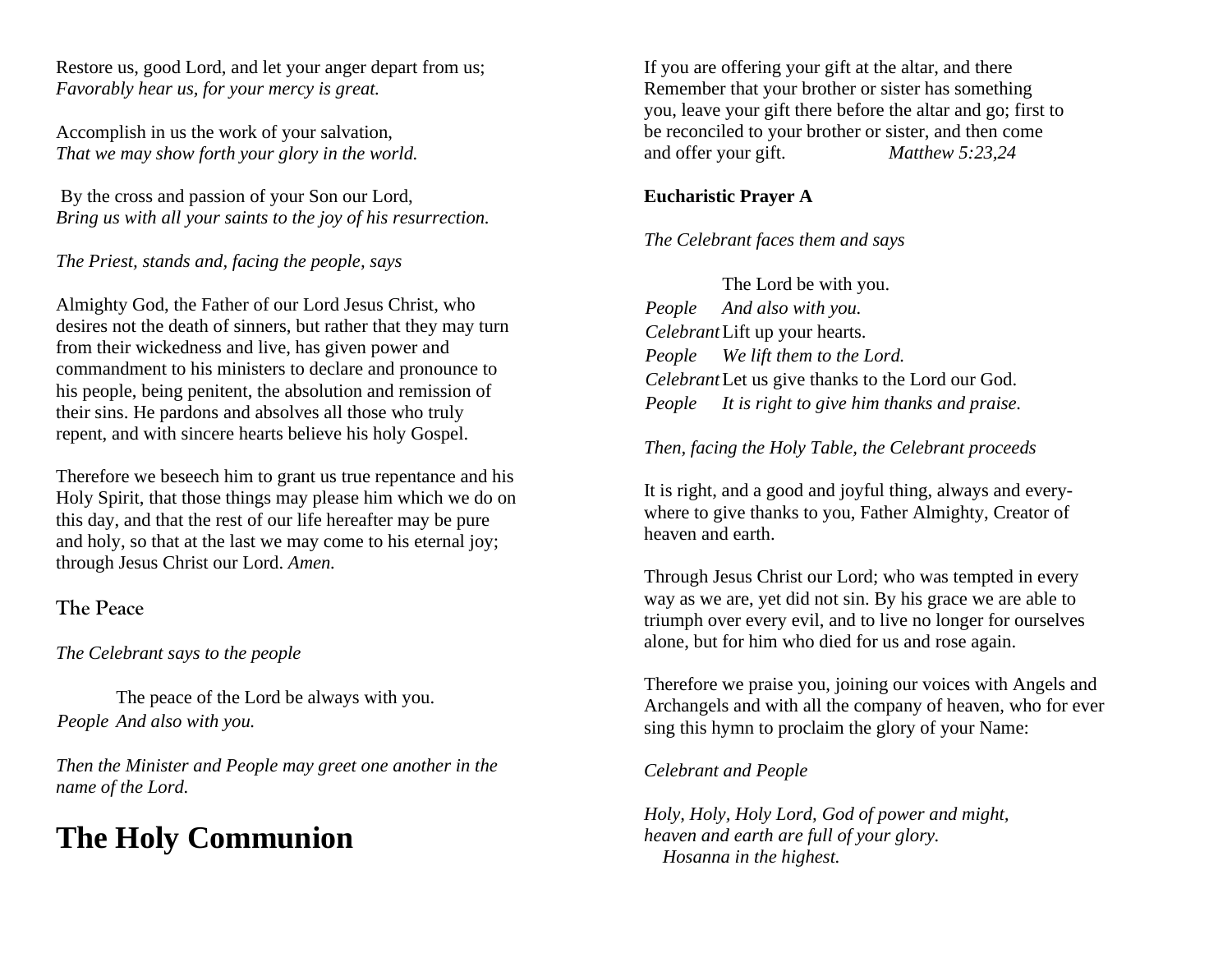Restore us, good Lord, and let your anger depart from us;
*Favorably hear us, for your mercy is great.*

Accomplish in us the work of your salvation,
*That we may show forth your glory in the world.*

By the cross and passion of your Son our Lord,
*Bring us with all your saints to the joy of his resurrection.*

*The Priest, stands and, facing the people, says*

Almighty God, the Father of our Lord Jesus Christ, who desires not the death of sinners, but rather that they may turn from their wickedness and live, has given power and commandment to his ministers to declare and pronounce to his people, being penitent, the absolution and remission of their sins. He pardons and absolves all those who truly repent, and with sincere hearts believe his holy Gospel.

Therefore we beseech him to grant us true repentance and his Holy Spirit, that those things may please him which we do on this day, and that the rest of our life hereafter may be pure and holy, so that at the last we may come to his eternal joy; through Jesus Christ our Lord. *Amen.*

## The Peace

*The Celebrant says to the people*

The peace of the Lord be always with you.
*People* *And also with you.*

*Then the Minister and People may greet one another in the name of the Lord.*

# The Holy Communion

If you are offering your gift at the altar, and there Remember that your brother or sister has something you, leave your gift there before the altar and go; first to be reconciled to your brother or sister, and then come and offer your gift. *Matthew 5:23,24*

**Eucharistic Prayer A**

*The Celebrant faces them and says*

The Lord be with you.
*People* *And also with you.*
*Celebrant* Lift up your hearts.
*People* *We lift them to the Lord.*
*Celebrant* Let us give thanks to the Lord our God.
*People* *It is right to give him thanks and praise.*

*Then, facing the Holy Table, the Celebrant proceeds*

It is right, and a good and joyful thing, always and everywhere to give thanks to you, Father Almighty, Creator of heaven and earth.

Through Jesus Christ our Lord; who was tempted in every way as we are, yet did not sin. By his grace we are able to triumph over every evil, and to live no longer for ourselves alone, but for him who died for us and rose again.

Therefore we praise you, joining our voices with Angels and Archangels and with all the company of heaven, who for ever sing this hymn to proclaim the glory of your Name:

*Celebrant and People*

*Holy, Holy, Holy Lord, God of power and might,*
*heaven and earth are full of your glory.*
*Hosanna in the highest.*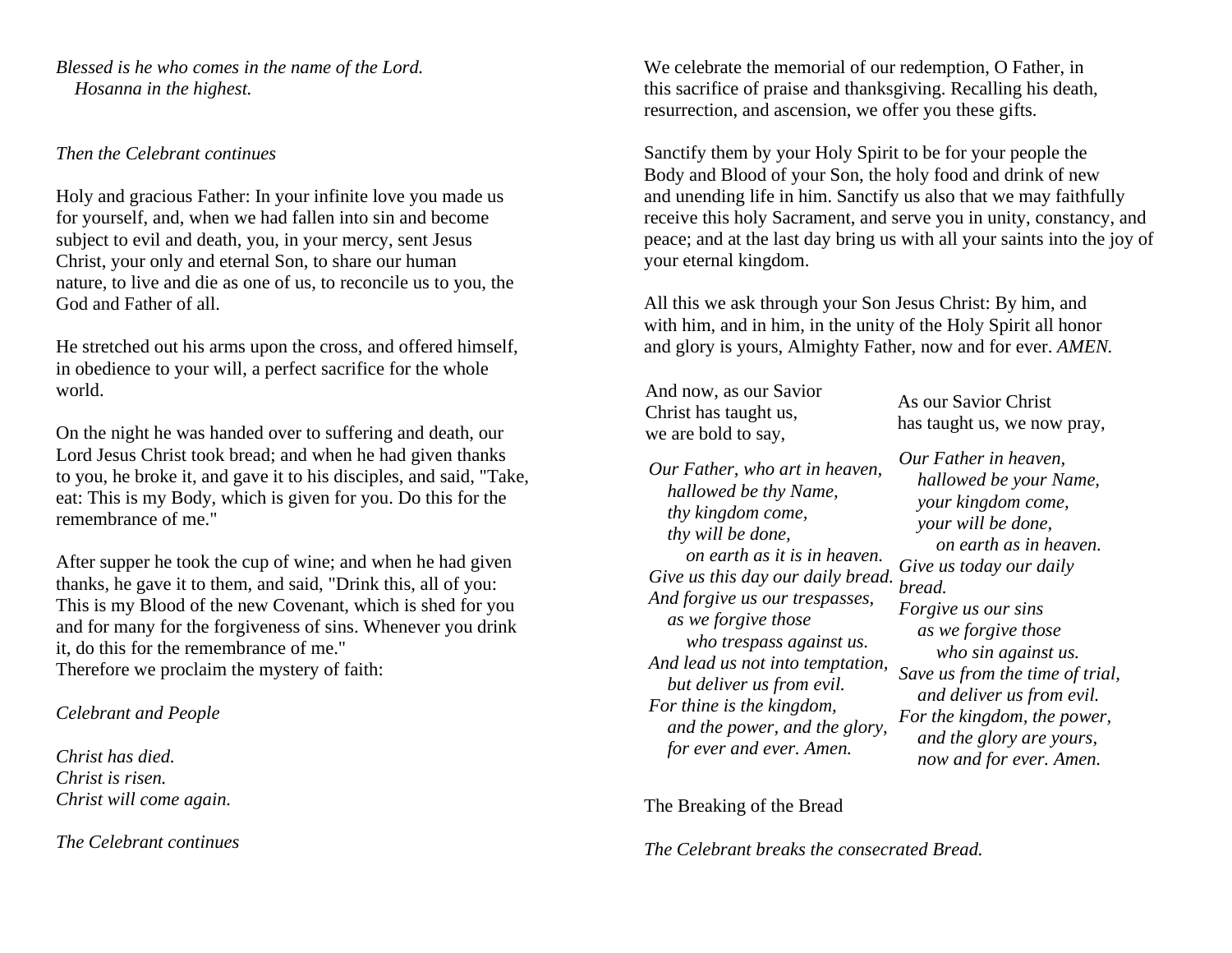*Blessed is he who comes in the name of the Lord.*
*Hosanna in the highest.*

*Then the Celebrant continues*

Holy and gracious Father: In your infinite love you made us for yourself, and, when we had fallen into sin and become subject to evil and death, you, in your mercy, sent Jesus Christ, your only and eternal Son, to share our human nature, to live and die as one of us, to reconcile us to you, the God and Father of all.

He stretched out his arms upon the cross, and offered himself, in obedience to your will, a perfect sacrifice for the whole world.

On the night he was handed over to suffering and death, our Lord Jesus Christ took bread; and when he had given thanks to you, he broke it, and gave it to his disciples, and said, "Take, eat: This is my Body, which is given for you. Do this for the remembrance of me."

After supper he took the cup of wine; and when he had given thanks, he gave it to them, and said, "Drink this, all of you: This is my Blood of the new Covenant, which is shed for you and for many for the forgiveness of sins. Whenever you drink it, do this for the remembrance of me."
Therefore we proclaim the mystery of faith:

*Celebrant and People*

*Christ has died.*
*Christ is risen.*
*Christ will come again.*

*The Celebrant continues*

We celebrate the memorial of our redemption, O Father, in this sacrifice of praise and thanksgiving. Recalling his death, resurrection, and ascension, we offer you these gifts.

Sanctify them by your Holy Spirit to be for your people the Body and Blood of your Son, the holy food and drink of new and unending life in him. Sanctify us also that we may faithfully receive this holy Sacrament, and serve you in unity, constancy, and peace; and at the last day bring us with all your saints into the joy of your eternal kingdom.

All this we ask through your Son Jesus Christ: By him, and with him, and in him, in the unity of the Holy Spirit all honor and glory is yours, Almighty Father, now and for ever. *AMEN.*

And now, as our Savior Christ has taught us, we are bold to say,

*Our Father, who art in heaven,*
*hallowed be thy Name,*
*thy kingdom come,*
*thy will be done,*
*on earth as it is in heaven.*
*Give us this day our daily bread.*
*And forgive us our trespasses,*
*as we forgive those*
*who trespass against us.*
*And lead us not into temptation,*
*but deliver us from evil.*
*For thine is the kingdom,*
*and the power, and the glory,*
*for ever and ever. Amen.*

As our Savior Christ has taught us, we now pray,

*Our Father in heaven,*
*hallowed be your Name,*
*your kingdom come,*
*your will be done,*
*on earth as in heaven.*
*Give us today our daily bread.*
*Forgive us our sins*
*as we forgive those*
*who sin against us.*
*Save us from the time of trial,*
*and deliver us from evil.*
*For the kingdom, the power,*
*and the glory are yours,*
*now and for ever. Amen.*

The Breaking of the Bread

*The Celebrant breaks the consecrated Bread.*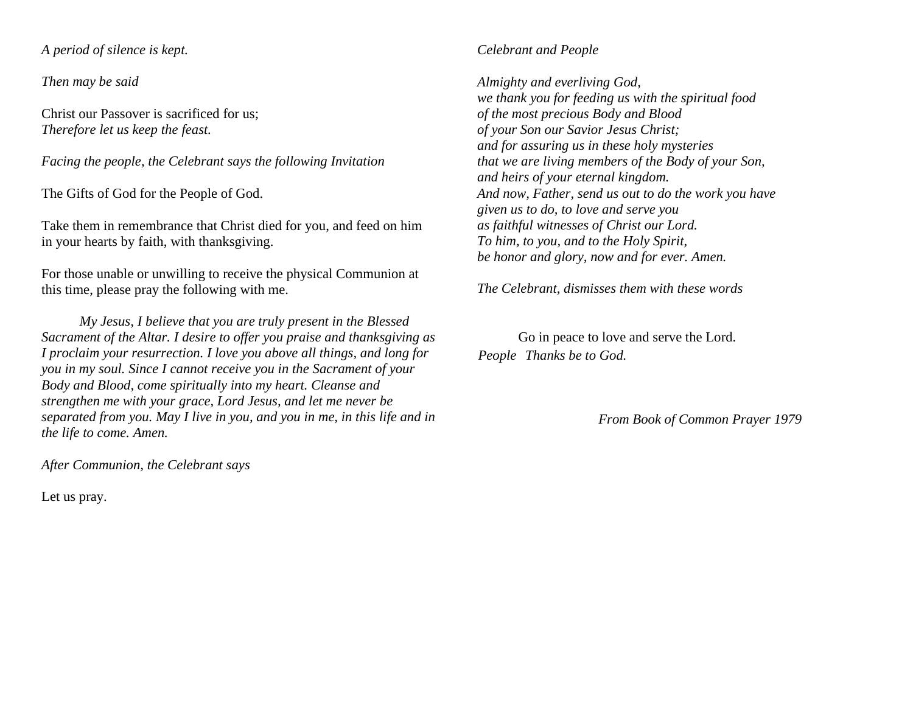*A period of silence is kept.*

*Then may be said*

Christ our Passover is sacrificed for us;
*Therefore let us keep the feast.*

*Facing the people, the Celebrant says the following Invitation*

The Gifts of God for the People of God.

Take them in remembrance that Christ died for you, and feed on him in your hearts by faith, with thanksgiving.

For those unable or unwilling to receive the physical Communion at this time, please pray the following with me.

*My Jesus, I believe that you are truly present in the Blessed Sacrament of the Altar. I desire to offer you praise and thanksgiving as I proclaim your resurrection. I love you above all things, and long for you in my soul. Since I cannot receive you in the Sacrament of your Body and Blood, come spiritually into my heart. Cleanse and strengthen me with your grace, Lord Jesus, and let me never be separated from you. May I live in you, and you in me, in this life and in the life to come. Amen.*

*After Communion, the Celebrant says*

Let us pray.

*Celebrant and People*

*Almighty and everliving God,*
*we thank you for feeding us with the spiritual food*
*of the most precious Body and Blood*
*of your Son our Savior Jesus Christ;*
*and for assuring us in these holy mysteries*
*that we are living members of the Body of your Son,*
*and heirs of your eternal kingdom.*
*And now, Father, send us out to do the work you have*
*given us to do, to love and serve you*
*as faithful witnesses of Christ our Lord.*
*To him, to you, and to the Holy Spirit,*
*be honor and glory, now and for ever. Amen.*

*The Celebrant, dismisses them with these words*

Go in peace to love and serve the Lord.
*People* *Thanks be to God.*

*From Book of Common Prayer 1979*